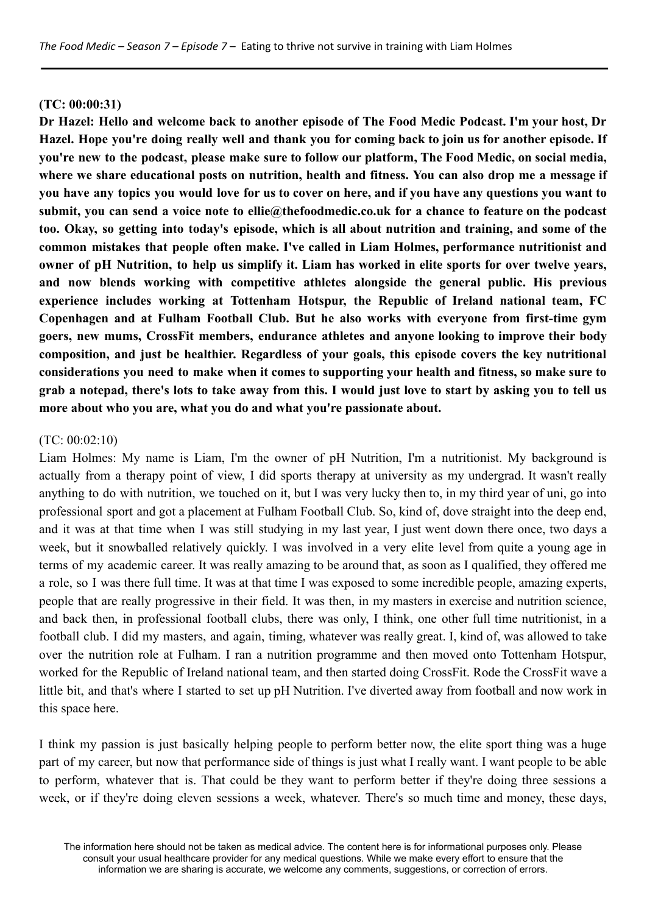(TC: 00:00:31)

**Dr Hazel: Hello and welcome back to another episode of The Food Medic Podcast. I'm your host, Dr Hazel. Hope you're doing really well and thank you for coming back to join us for another episode. If you're new to the podcast, please make sure to follow our platform, The Food Medic, on social media, where we share educational posts on nutrition, health and fitness. You can also drop me a message if you have any topics you would love for us to cover on here, and if you have any questions you want to submit, you can send a voice note to ellie@thefoodmedic.co.uk for a chance to feature on the podcast too. Okay, so getting into today's episode, which is all about nutrition and training, and some of the common mistakes that people often make. I've called in Liam Holmes, performance nutritionist and owner of pH Nutrition, to help us simplify it. Liam has worked in elite sports for over twelve years, and now blends working with competitive athletes alongside the general public. His previous experience includes working at Tottenham Hotspur, the Republic of Ireland national team, FC Copenhagen and at Fulham Football Club. But he also works with everyone from first-time gym goers, new mums, CrossFit members, endurance athletes and anyone looking to improve their body composition, and just be healthier. Regardless of your goals, this episode covers the key nutritional considerations you need to make when it comes to supporting your health and fitness, so make sure to grab a notepad, there's lots to take away from this. I would just love to start by asking you to tell us more about who you are, what you do and what you're passionate about.**

(TC: 00:02:10)

Liam Holmes: My name is Liam, I'm the owner of pH Nutrition, I'm a nutritionist. My background is actually from a therapy point of view, I did sports therapy at university as my undergrad. It wasn't really anything to do with nutrition, we touched on it, but I was very lucky then to, in my third year of uni, go into professional sport and got a placement at Fulham Football Club. So, kind of, dove straight into the deep end, and it was at that time when I was still studying in my last year, I just went down there once, two days a week, but it snowballed relatively quickly. I was involved in a very elite level from quite a young age in terms of my academic career. It was really amazing to be around that, as soon as I qualified, they offered me a role, so I was there full time. It was at that time I was exposed to some incredible people, amazing experts, people that are really progressive in their field. It was then, in my masters in exercise and nutrition science, and back then, in professional football clubs, there was only, I think, one other full time nutritionist, in a football club. I did my masters, and again, timing, whatever was really great. I, kind of, was allowed to take over the nutrition role at Fulham. I ran a nutrition programme and then moved onto Tottenham Hotspur, worked for the Republic of Ireland national team, and then started doing CrossFit. Rode the CrossFit wave a little bit, and that's where I started to set up pH Nutrition. I've diverted away from football and now work in this space here.

I think my passion is just basically helping people to perform better now, the elite sport thing was a huge part of my career, but now that performance side of things is just what I really want. I want people to be able to perform, whatever that is. That could be they want to perform better if they're doing three sessions a week, or if they're doing eleven sessions a week, whatever. There's so much time and money, these days,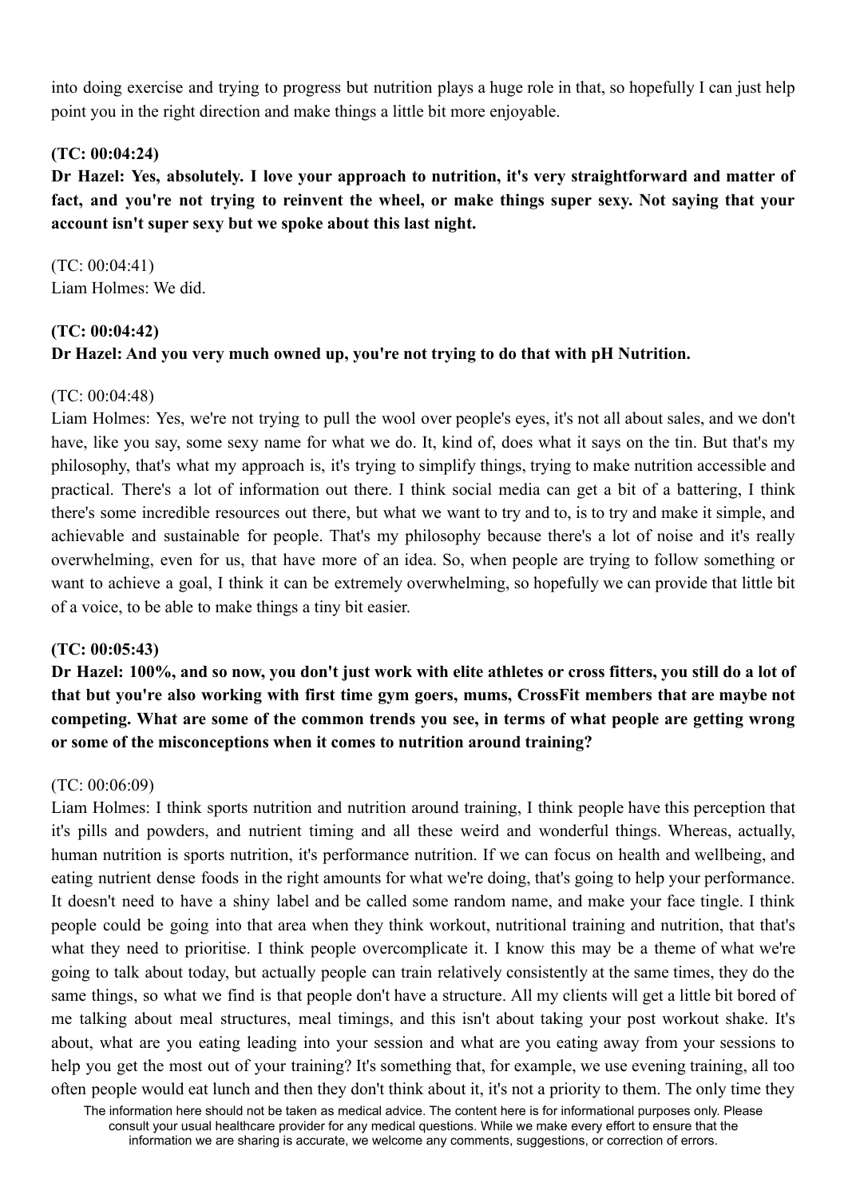into doing exercise and trying to progress but nutrition plays a huge role in that, so hopefully I can just help point you in the right direction and make things a little bit more enjoyable.

**(TC: 00:04:24)**
**Dr Hazel: Yes, absolutely. I love your approach to nutrition, it's very straightforward and matter of fact, and you're not trying to reinvent the wheel, or make things super sexy. Not saying that your account isn't super sexy but we spoke about this last night.**

(TC: 00:04:41)
Liam Holmes: We did.

**(TC: 00:04:42)**
**Dr Hazel: And you very much owned up, you're not trying to do that with pH Nutrition.**

(TC: 00:04:48)
Liam Holmes: Yes, we're not trying to pull the wool over people's eyes, it's not all about sales, and we don't have, like you say, some sexy name for what we do. It, kind of, does what it says on the tin. But that's my philosophy, that's what my approach is, it's trying to simplify things, trying to make nutrition accessible and practical. There's a lot of information out there. I think social media can get a bit of a battering, I think there's some incredible resources out there, but what we want to try and to, is to try and make it simple, and achievable and sustainable for people. That's my philosophy because there's a lot of noise and it's really overwhelming, even for us, that have more of an idea. So, when people are trying to follow something or want to achieve a goal, I think it can be extremely overwhelming, so hopefully we can provide that little bit of a voice, to be able to make things a tiny bit easier.

**(TC: 00:05:43)**
**Dr Hazel: 100%, and so now, you don't just work with elite athletes or cross fitters, you still do a lot of that but you're also working with first time gym goers, mums, CrossFit members that are maybe not competing. What are some of the common trends you see, in terms of what people are getting wrong or some of the misconceptions when it comes to nutrition around training?**

(TC: 00:06:09)
Liam Holmes: I think sports nutrition and nutrition around training, I think people have this perception that it's pills and powders, and nutrient timing and all these weird and wonderful things. Whereas, actually, human nutrition is sports nutrition, it's performance nutrition. If we can focus on health and wellbeing, and eating nutrient dense foods in the right amounts for what we're doing, that's going to help your performance. It doesn't need to have a shiny label and be called some random name, and make your face tingle. I think people could be going into that area when they think workout, nutritional training and nutrition, that that's what they need to prioritise. I think people overcomplicate it. I know this may be a theme of what we're going to talk about today, but actually people can train relatively consistently at the same times, they do the same things, so what we find is that people don't have a structure. All my clients will get a little bit bored of me talking about meal structures, meal timings, and this isn't about taking your post workout shake. It's about, what are you eating leading into your session and what are you eating away from your sessions to help you get the most out of your training? It's something that, for example, we use evening training, all too often people would eat lunch and then they don't think about it, it's not a priority to them. The only time they

The information here should not be taken as medical advice. The content here is for informational purposes only. Please consult your usual healthcare provider for any medical questions. While we make every effort to ensure that the information we are sharing is accurate, we welcome any comments, suggestions, or correction of errors.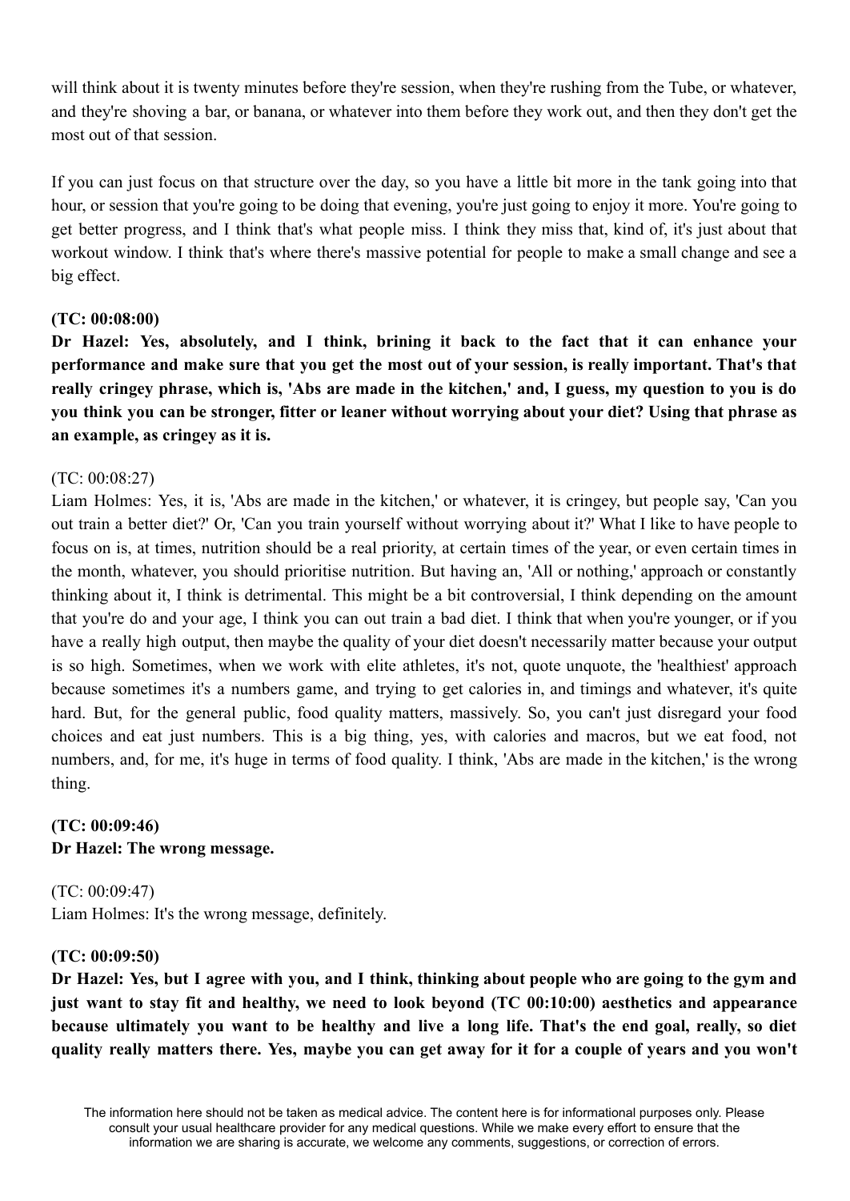will think about it is twenty minutes before they're session, when they're rushing from the Tube, or whatever, and they're shoving a bar, or banana, or whatever into them before they work out, and then they don't get the most out of that session.

If you can just focus on that structure over the day, so you have a little bit more in the tank going into that hour, or session that you're going to be doing that evening, you're just going to enjoy it more. You're going to get better progress, and I think that's what people miss. I think they miss that, kind of, it's just about that workout window. I think that's where there's massive potential for people to make a small change and see a big effect.

**(TC: 00:08:00)**
**Dr Hazel: Yes, absolutely, and I think, brining it back to the fact that it can enhance your performance and make sure that you get the most out of your session, is really important. That's that really cringey phrase, which is, 'Abs are made in the kitchen,' and, I guess, my question to you is do you think you can be stronger, fitter or leaner without worrying about your diet? Using that phrase as an example, as cringey as it is.**

(TC: 00:08:27)
Liam Holmes: Yes, it is, 'Abs are made in the kitchen,' or whatever, it is cringey, but people say, 'Can you out train a better diet?' Or, 'Can you train yourself without worrying about it?' What I like to have people to focus on is, at times, nutrition should be a real priority, at certain times of the year, or even certain times in the month, whatever, you should prioritise nutrition. But having an, 'All or nothing,' approach or constantly thinking about it, I think is detrimental. This might be a bit controversial, I think depending on the amount that you're do and your age, I think you can out train a bad diet. I think that when you're younger, or if you have a really high output, then maybe the quality of your diet doesn't necessarily matter because your output is so high. Sometimes, when we work with elite athletes, it's not, quote unquote, the 'healthiest' approach because sometimes it's a numbers game, and trying to get calories in, and timings and whatever, it's quite hard. But, for the general public, food quality matters, massively. So, you can't just disregard your food choices and eat just numbers. This is a big thing, yes, with calories and macros, but we eat food, not numbers, and, for me, it's huge in terms of food quality. I think, 'Abs are made in the kitchen,' is the wrong thing.

**(TC: 00:09:46)**
**Dr Hazel: The wrong message.**

(TC: 00:09:47)
Liam Holmes: It's the wrong message, definitely.

**(TC: 00:09:50)**
**Dr Hazel: Yes, but I agree with you, and I think, thinking about people who are going to the gym and just want to stay fit and healthy, we need to look beyond (TC 00:10:00) aesthetics and appearance because ultimately you want to be healthy and live a long life. That's the end goal, really, so diet quality really matters there. Yes, maybe you can get away for it for a couple of years and you won't**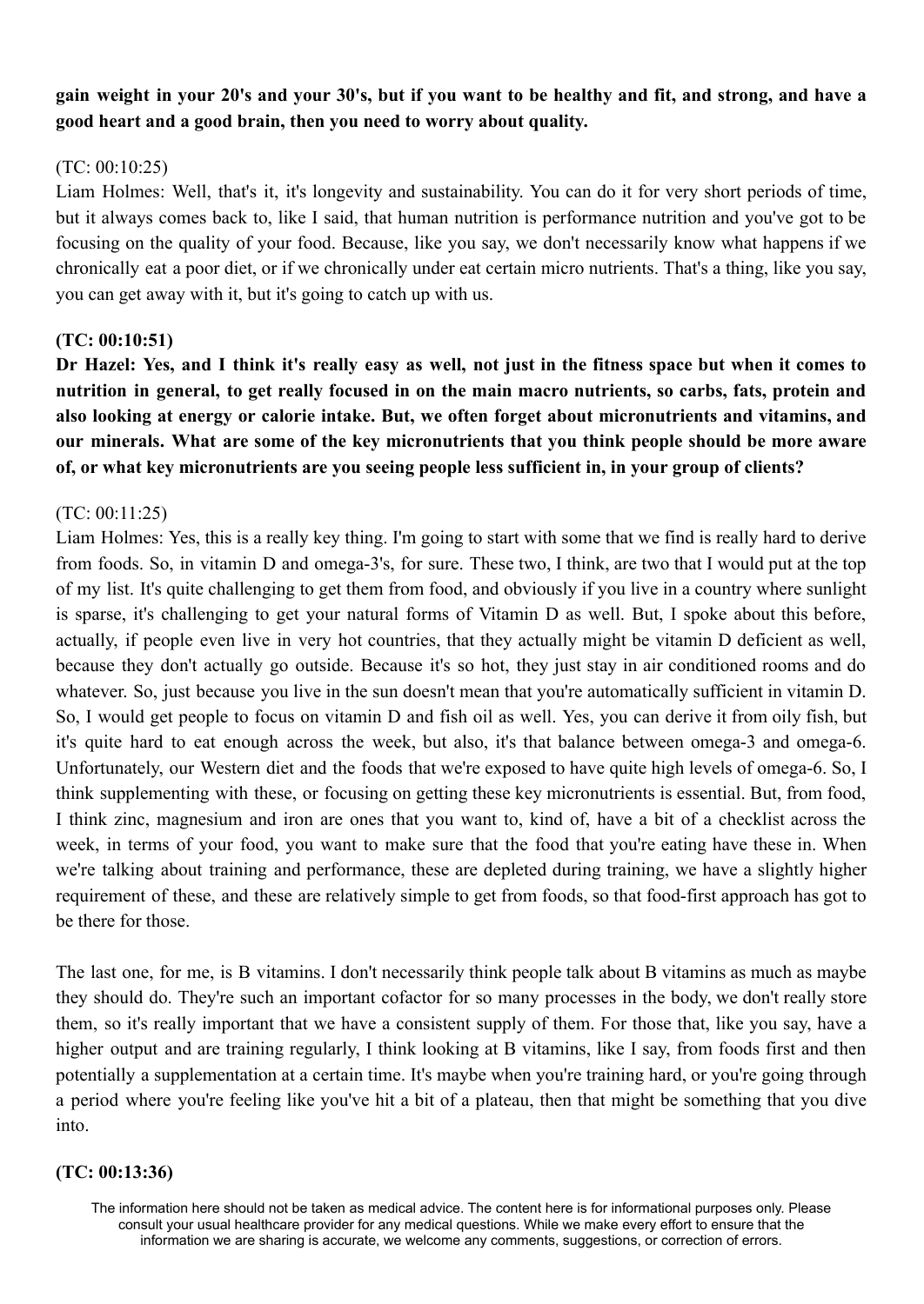**gain weight in your 20's and your 30's, but if you want to be healthy and fit, and strong, and have a good heart and a good brain, then you need to worry about quality.**

(TC: 00:10:25)
Liam Holmes: Well, that's it, it's longevity and sustainability. You can do it for very short periods of time, but it always comes back to, like I said, that human nutrition is performance nutrition and you've got to be focusing on the quality of your food. Because, like you say, we don't necessarily know what happens if we chronically eat a poor diet, or if we chronically under eat certain micro nutrients. That's a thing, like you say, you can get away with it, but it's going to catch up with us.

**(TC: 00:10:51)**
**Dr Hazel: Yes, and I think it's really easy as well, not just in the fitness space but when it comes to nutrition in general, to get really focused in on the main macro nutrients, so carbs, fats, protein and also looking at energy or calorie intake. But, we often forget about micronutrients and vitamins, and our minerals. What are some of the key micronutrients that you think people should be more aware of, or what key micronutrients are you seeing people less sufficient in, in your group of clients?**

(TC: 00:11:25)
Liam Holmes: Yes, this is a really key thing. I'm going to start with some that we find is really hard to derive from foods. So, in vitamin D and omega-3's, for sure. These two, I think, are two that I would put at the top of my list. It's quite challenging to get them from food, and obviously if you live in a country where sunlight is sparse, it's challenging to get your natural forms of Vitamin D as well. But, I spoke about this before, actually, if people even live in very hot countries, that they actually might be vitamin D deficient as well, because they don't actually go outside. Because it's so hot, they just stay in air conditioned rooms and do whatever. So, just because you live in the sun doesn't mean that you're automatically sufficient in vitamin D. So, I would get people to focus on vitamin D and fish oil as well. Yes, you can derive it from oily fish, but it's quite hard to eat enough across the week, but also, it's that balance between omega-3 and omega-6. Unfortunately, our Western diet and the foods that we're exposed to have quite high levels of omega-6. So, I think supplementing with these, or focusing on getting these key micronutrients is essential. But, from food, I think zinc, magnesium and iron are ones that you want to, kind of, have a bit of a checklist across the week, in terms of your food, you want to make sure that the food that you're eating have these in. When we're talking about training and performance, these are depleted during training, we have a slightly higher requirement of these, and these are relatively simple to get from foods, so that food-first approach has got to be there for those.

The last one, for me, is B vitamins. I don't necessarily think people talk about B vitamins as much as maybe they should do. They're such an important cofactor for so many processes in the body, we don't really store them, so it's really important that we have a consistent supply of them. For those that, like you say, have a higher output and are training regularly, I think looking at B vitamins, like I say, from foods first and then potentially a supplementation at a certain time. It's maybe when you're training hard, or you're going through a period where you're feeling like you've hit a bit of a plateau, then that might be something that you dive into.

**(TC: 00:13:36)**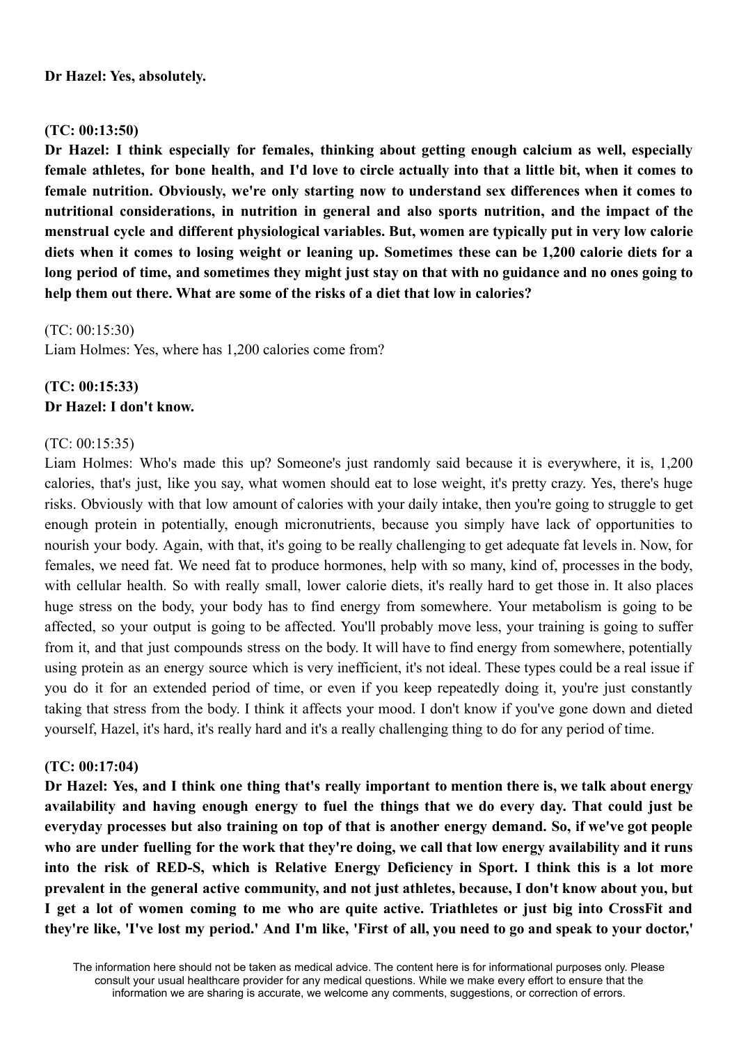**Dr Hazel: Yes, absolutely.**

**(TC: 00:13:50)**
**Dr Hazel: I think especially for females, thinking about getting enough calcium as well, especially female athletes, for bone health, and I'd love to circle actually into that a little bit, when it comes to female nutrition. Obviously, we're only starting now to understand sex differences when it comes to nutritional considerations, in nutrition in general and also sports nutrition, and the impact of the menstrual cycle and different physiological variables. But, women are typically put in very low calorie diets when it comes to losing weight or leaning up. Sometimes these can be 1,200 calorie diets for a long period of time, and sometimes they might just stay on that with no guidance and no ones going to help them out there. What are some of the risks of a diet that low in calories?**

(TC: 00:15:30)
Liam Holmes: Yes, where has 1,200 calories come from?

**(TC: 00:15:33)**
**Dr Hazel: I don't know.**

(TC: 00:15:35)
Liam Holmes: Who's made this up? Someone's just randomly said because it is everywhere, it is, 1,200 calories, that's just, like you say, what women should eat to lose weight, it's pretty crazy. Yes, there's huge risks. Obviously with that low amount of calories with your daily intake, then you're going to struggle to get enough protein in potentially, enough micronutrients, because you simply have lack of opportunities to nourish your body. Again, with that, it's going to be really challenging to get adequate fat levels in. Now, for females, we need fat. We need fat to produce hormones, help with so many, kind of, processes in the body, with cellular health. So with really small, lower calorie diets, it's really hard to get those in. It also places huge stress on the body, your body has to find energy from somewhere. Your metabolism is going to be affected, so your output is going to be affected. You'll probably move less, your training is going to suffer from it, and that just compounds stress on the body. It will have to find energy from somewhere, potentially using protein as an energy source which is very inefficient, it's not ideal. These types could be a real issue if you do it for an extended period of time, or even if you keep repeatedly doing it, you're just constantly taking that stress from the body. I think it affects your mood. I don't know if you've gone down and dieted yourself, Hazel, it's hard, it's really hard and it's a really challenging thing to do for any period of time.

**(TC: 00:17:04)**
**Dr Hazel: Yes, and I think one thing that's really important to mention there is, we talk about energy availability and having enough energy to fuel the things that we do every day. That could just be everyday processes but also training on top of that is another energy demand. So, if we've got people who are under fuelling for the work that they're doing, we call that low energy availability and it runs into the risk of RED-S, which is Relative Energy Deficiency in Sport. I think this is a lot more prevalent in the general active community, and not just athletes, because, I don't know about you, but I get a lot of women coming to me who are quite active. Triathletes or just big into CrossFit and they're like, 'I've lost my period.' And I'm like, 'First of all, you need to go and speak to your doctor,'**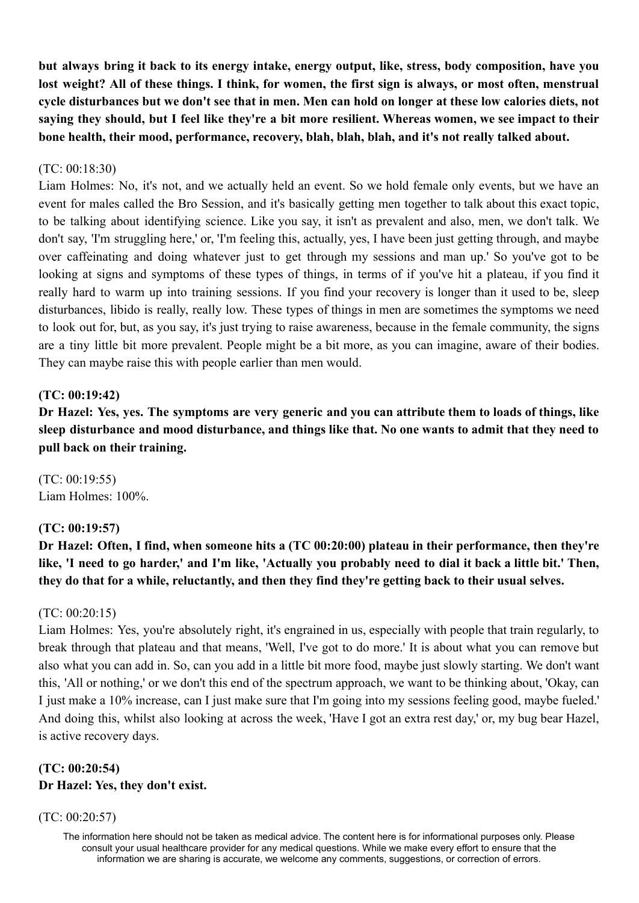**but always bring it back to its energy intake, energy output, like, stress, body composition, have you lost weight? All of these things. I think, for women, the first sign is always, or most often, menstrual cycle disturbances but we don't see that in men. Men can hold on longer at these low calories diets, not saying they should, but I feel like they're a bit more resilient. Whereas women, we see impact to their bone health, their mood, performance, recovery, blah, blah, blah, and it's not really talked about.**

(TC: 00:18:30)
Liam Holmes: No, it's not, and we actually held an event. So we hold female only events, but we have an event for males called the Bro Session, and it's basically getting men together to talk about this exact topic, to be talking about identifying science. Like you say, it isn't as prevalent and also, men, we don't talk. We don't say, 'I'm struggling here,' or, 'I'm feeling this, actually, yes, I have been just getting through, and maybe over caffeinating and doing whatever just to get through my sessions and man up.' So you've got to be looking at signs and symptoms of these types of things, in terms of if you've hit a plateau, if you find it really hard to warm up into training sessions. If you find your recovery is longer than it used to be, sleep disturbances, libido is really, really low. These types of things in men are sometimes the symptoms we need to look out for, but, as you say, it's just trying to raise awareness, because in the female community, the signs are a tiny little bit more prevalent. People might be a bit more, as you can imagine, aware of their bodies. They can maybe raise this with people earlier than men would.

**(TC: 00:19:42)**
**Dr Hazel: Yes, yes. The symptoms are very generic and you can attribute them to loads of things, like sleep disturbance and mood disturbance, and things like that. No one wants to admit that they need to pull back on their training.**

(TC: 00:19:55)
Liam Holmes: 100%.

**(TC: 00:19:57)**
**Dr Hazel: Often, I find, when someone hits a (TC 00:20:00) plateau in their performance, then they're like, 'I need to go harder,' and I'm like, 'Actually you probably need to dial it back a little bit.' Then, they do that for a while, reluctantly, and then they find they're getting back to their usual selves.**

(TC: 00:20:15)
Liam Holmes: Yes, you're absolutely right, it's engrained in us, especially with people that train regularly, to break through that plateau and that means, 'Well, I've got to do more.' It is about what you can remove but also what you can add in. So, can you add in a little bit more food, maybe just slowly starting. We don't want this, 'All or nothing,' or we don't this end of the spectrum approach, we want to be thinking about, 'Okay, can I just make a 10% increase, can I just make sure that I'm going into my sessions feeling good, maybe fueled.' And doing this, whilst also looking at across the week, 'Have I got an extra rest day,' or, my bug bear Hazel, is active recovery days.

**(TC: 00:20:54)**
**Dr Hazel: Yes, they don't exist.**

(TC: 00:20:57)

The information here should not be taken as medical advice. The content here is for informational purposes only. Please consult your usual healthcare provider for any medical questions. While we make every effort to ensure that the information we are sharing is accurate, we welcome any comments, suggestions, or correction of errors.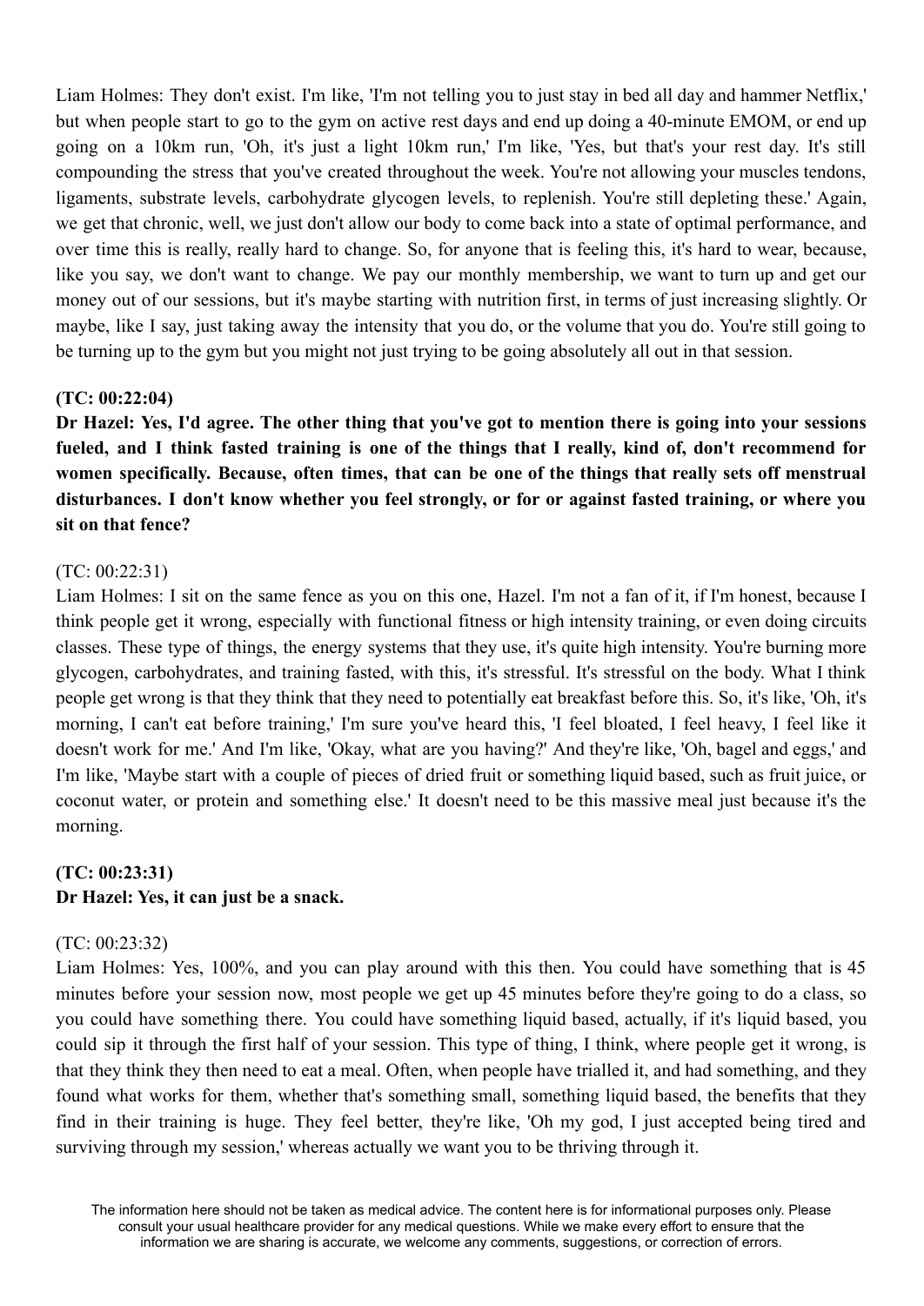Liam Holmes: They don't exist. I'm like, 'I'm not telling you to just stay in bed all day and hammer Netflix,' but when people start to go to the gym on active rest days and end up doing a 40-minute EMOM, or end up going on a 10km run, 'Oh, it's just a light 10km run,' I'm like, 'Yes, but that's your rest day. It's still compounding the stress that you've created throughout the week. You're not allowing your muscles tendons, ligaments, substrate levels, carbohydrate glycogen levels, to replenish. You're still depleting these.' Again, we get that chronic, well, we just don't allow our body to come back into a state of optimal performance, and over time this is really, really hard to change. So, for anyone that is feeling this, it's hard to wear, because, like you say, we don't want to change. We pay our monthly membership, we want to turn up and get our money out of our sessions, but it's maybe starting with nutrition first, in terms of just increasing slightly. Or maybe, like I say, just taking away the intensity that you do, or the volume that you do. You're still going to be turning up to the gym but you might not just trying to be going absolutely all out in that session.

**(TC: 00:22:04)**

**Dr Hazel: Yes, I'd agree. The other thing that you've got to mention there is going into your sessions fueled, and I think fasted training is one of the things that I really, kind of, don't recommend for women specifically. Because, often times, that can be one of the things that really sets off menstrual disturbances. I don't know whether you feel strongly, or for or against fasted training, or where you sit on that fence?**

(TC: 00:22:31)

Liam Holmes: I sit on the same fence as you on this one, Hazel. I'm not a fan of it, if I'm honest, because I think people get it wrong, especially with functional fitness or high intensity training, or even doing circuits classes. These type of things, the energy systems that they use, it's quite high intensity. You're burning more glycogen, carbohydrates, and training fasted, with this, it's stressful. It's stressful on the body. What I think people get wrong is that they think that they need to potentially eat breakfast before this. So, it's like, 'Oh, it's morning, I can't eat before training,' I'm sure you've heard this, 'I feel bloated, I feel heavy, I feel like it doesn't work for me.' And I'm like, 'Okay, what are you having?' And they're like, 'Oh, bagel and eggs,' and I'm like, 'Maybe start with a couple of pieces of dried fruit or something liquid based, such as fruit juice, or coconut water, or protein and something else.' It doesn't need to be this massive meal just because it's the morning.

**(TC: 00:23:31)**

**Dr Hazel: Yes, it can just be a snack.**

(TC: 00:23:32)

Liam Holmes: Yes, 100%, and you can play around with this then. You could have something that is 45 minutes before your session now, most people we get up 45 minutes before they're going to do a class, so you could have something there. You could have something liquid based, actually, if it's liquid based, you could sip it through the first half of your session. This type of thing, I think, where people get it wrong, is that they think they then need to eat a meal. Often, when people have trialled it, and had something, and they found what works for them, whether that's something small, something liquid based, the benefits that they find in their training is huge. They feel better, they're like, 'Oh my god, I just accepted being tired and surviving through my session,' whereas actually we want you to be thriving through it.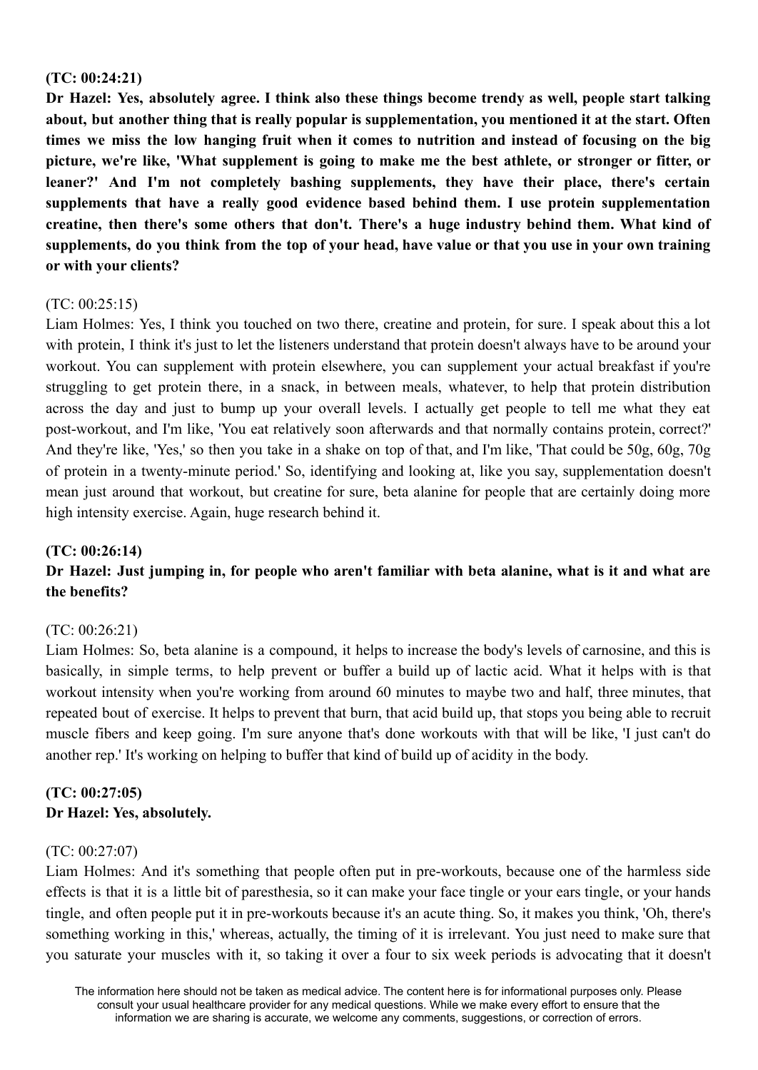**(TC: 00:24:21)**

**Dr Hazel: Yes, absolutely agree. I think also these things become trendy as well, people start talking about, but another thing that is really popular is supplementation, you mentioned it at the start. Often times we miss the low hanging fruit when it comes to nutrition and instead of focusing on the big picture, we're like, 'What supplement is going to make me the best athlete, or stronger or fitter, or leaner?' And I'm not completely bashing supplements, they have their place, there's certain supplements that have a really good evidence based behind them. I use protein supplementation creatine, then there's some others that don't. There's a huge industry behind them. What kind of supplements, do you think from the top of your head, have value or that you use in your own training or with your clients?**

(TC: 00:25:15)

Liam Holmes: Yes, I think you touched on two there, creatine and protein, for sure. I speak about this a lot with protein, I think it's just to let the listeners understand that protein doesn't always have to be around your workout. You can supplement with protein elsewhere, you can supplement your actual breakfast if you're struggling to get protein there, in a snack, in between meals, whatever, to help that protein distribution across the day and just to bump up your overall levels. I actually get people to tell me what they eat post-workout, and I'm like, 'You eat relatively soon afterwards and that normally contains protein, correct?' And they're like, 'Yes,' so then you take in a shake on top of that, and I'm like, 'That could be 50g, 60g, 70g of protein in a twenty-minute period.' So, identifying and looking at, like you say, supplementation doesn't mean just around that workout, but creatine for sure, beta alanine for people that are certainly doing more high intensity exercise. Again, huge research behind it.

**(TC: 00:26:14)**

**Dr Hazel: Just jumping in, for people who aren't familiar with beta alanine, what is it and what are the benefits?**

(TC: 00:26:21)

Liam Holmes: So, beta alanine is a compound, it helps to increase the body's levels of carnosine, and this is basically, in simple terms, to help prevent or buffer a build up of lactic acid. What it helps with is that workout intensity when you're working from around 60 minutes to maybe two and half, three minutes, that repeated bout of exercise. It helps to prevent that burn, that acid build up, that stops you being able to recruit muscle fibers and keep going. I'm sure anyone that's done workouts with that will be like, 'I just can't do another rep.' It's working on helping to buffer that kind of build up of acidity in the body.

**(TC: 00:27:05)**

**Dr Hazel: Yes, absolutely.**

(TC: 00:27:07)

Liam Holmes: And it's something that people often put in pre-workouts, because one of the harmless side effects is that it is a little bit of paresthesia, so it can make your face tingle or your ears tingle, or your hands tingle, and often people put it in pre-workouts because it's an acute thing. So, it makes you think, 'Oh, there's something working in this,' whereas, actually, the timing of it is irrelevant. You just need to make sure that you saturate your muscles with it, so taking it over a four to six week periods is advocating that it doesn't

The information here should not be taken as medical advice. The content here is for informational purposes only. Please consult your usual healthcare provider for any medical questions. While we make every effort to ensure that the information we are sharing is accurate, we welcome any comments, suggestions, or correction of errors.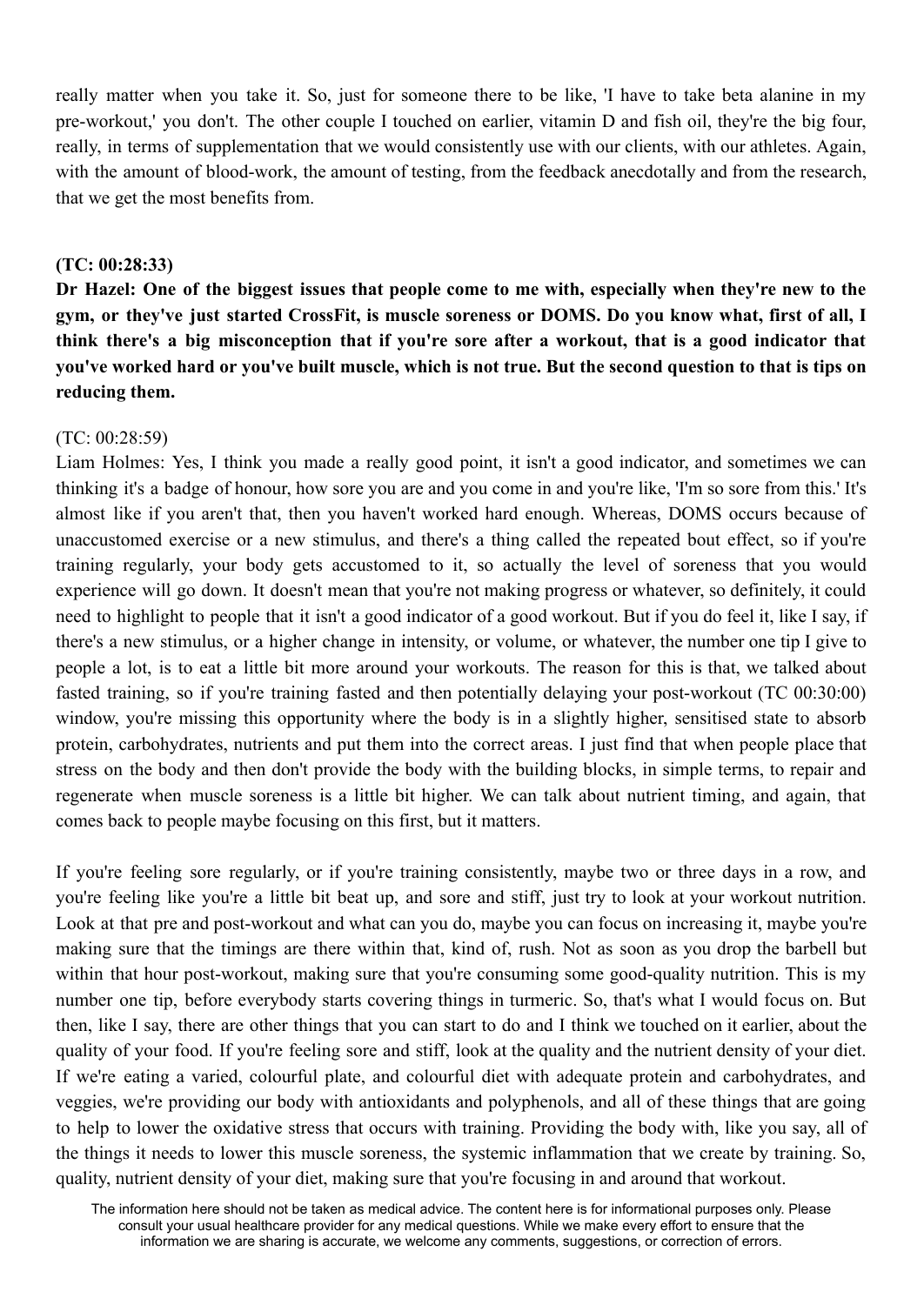really matter when you take it. So, just for someone there to be like, 'I have to take beta alanine in my pre-workout,' you don't. The other couple I touched on earlier, vitamin D and fish oil, they're the big four, really, in terms of supplementation that we would consistently use with our clients, with our athletes. Again, with the amount of blood-work, the amount of testing, from the feedback anecdotally and from the research, that we get the most benefits from.

**(TC: 00:28:33)**

**Dr Hazel: One of the biggest issues that people come to me with, especially when they're new to the gym, or they've just started CrossFit, is muscle soreness or DOMS. Do you know what, first of all, I think there's a big misconception that if you're sore after a workout, that is a good indicator that you've worked hard or you've built muscle, which is not true. But the second question to that is tips on reducing them.**

(TC: 00:28:59)

Liam Holmes: Yes, I think you made a really good point, it isn't a good indicator, and sometimes we can thinking it's a badge of honour, how sore you are and you come in and you're like, 'I'm so sore from this.' It's almost like if you aren't that, then you haven't worked hard enough. Whereas, DOMS occurs because of unaccustomed exercise or a new stimulus, and there's a thing called the repeated bout effect, so if you're training regularly, your body gets accustomed to it, so actually the level of soreness that you would experience will go down. It doesn't mean that you're not making progress or whatever, so definitely, it could need to highlight to people that it isn't a good indicator of a good workout. But if you do feel it, like I say, if there's a new stimulus, or a higher change in intensity, or volume, or whatever, the number one tip I give to people a lot, is to eat a little bit more around your workouts. The reason for this is that, we talked about fasted training, so if you're training fasted and then potentially delaying your post-workout (TC 00:30:00) window, you're missing this opportunity where the body is in a slightly higher, sensitised state to absorb protein, carbohydrates, nutrients and put them into the correct areas. I just find that when people place that stress on the body and then don't provide the body with the building blocks, in simple terms, to repair and regenerate when muscle soreness is a little bit higher. We can talk about nutrient timing, and again, that comes back to people maybe focusing on this first, but it matters.

If you're feeling sore regularly, or if you're training consistently, maybe two or three days in a row, and you're feeling like you're a little bit beat up, and sore and stiff, just try to look at your workout nutrition. Look at that pre and post-workout and what can you do, maybe you can focus on increasing it, maybe you're making sure that the timings are there within that, kind of, rush. Not as soon as you drop the barbell but within that hour post-workout, making sure that you're consuming some good-quality nutrition. This is my number one tip, before everybody starts covering things in turmeric. So, that's what I would focus on. But then, like I say, there are other things that you can start to do and I think we touched on it earlier, about the quality of your food. If you're feeling sore and stiff, look at the quality and the nutrient density of your diet. If we're eating a varied, colourful plate, and colourful diet with adequate protein and carbohydrates, and veggies, we're providing our body with antioxidants and polyphenols, and all of these things that are going to help to lower the oxidative stress that occurs with training. Providing the body with, like you say, all of the things it needs to lower this muscle soreness, the systemic inflammation that we create by training. So, quality, nutrient density of your diet, making sure that you're focusing in and around that workout.

The information here should not be taken as medical advice. The content here is for informational purposes only. Please consult your usual healthcare provider for any medical questions. While we make every effort to ensure that the information we are sharing is accurate, we welcome any comments, suggestions, or correction of errors.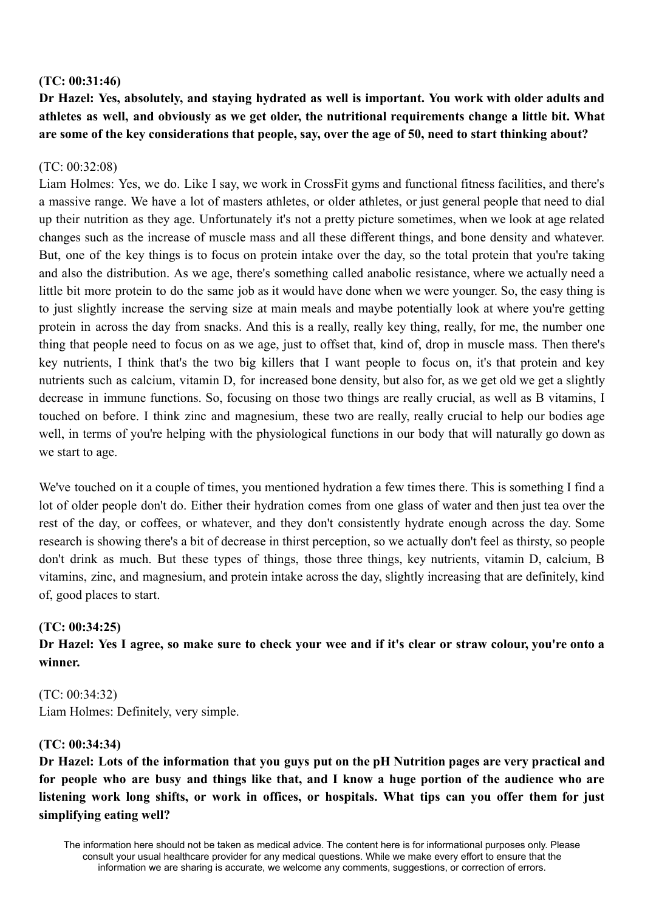**(TC: 00:31:46)**

**Dr Hazel: Yes, absolutely, and staying hydrated as well is important. You work with older adults and athletes as well, and obviously as we get older, the nutritional requirements change a little bit. What are some of the key considerations that people, say, over the age of 50, need to start thinking about?**

(TC: 00:32:08)

Liam Holmes: Yes, we do. Like I say, we work in CrossFit gyms and functional fitness facilities, and there's a massive range. We have a lot of masters athletes, or older athletes, or just general people that need to dial up their nutrition as they age. Unfortunately it's not a pretty picture sometimes, when we look at age related changes such as the increase of muscle mass and all these different things, and bone density and whatever. But, one of the key things is to focus on protein intake over the day, so the total protein that you're taking and also the distribution. As we age, there's something called anabolic resistance, where we actually need a little bit more protein to do the same job as it would have done when we were younger. So, the easy thing is to just slightly increase the serving size at main meals and maybe potentially look at where you're getting protein in across the day from snacks. And this is a really, really key thing, really, for me, the number one thing that people need to focus on as we age, just to offset that, kind of, drop in muscle mass. Then there's key nutrients, I think that's the two big killers that I want people to focus on, it's that protein and key nutrients such as calcium, vitamin D, for increased bone density, but also for, as we get old we get a slightly decrease in immune functions. So, focusing on those two things are really crucial, as well as B vitamins, I touched on before. I think zinc and magnesium, these two are really, really crucial to help our bodies age well, in terms of you're helping with the physiological functions in our body that will naturally go down as we start to age.

We've touched on it a couple of times, you mentioned hydration a few times there. This is something I find a lot of older people don't do. Either their hydration comes from one glass of water and then just tea over the rest of the day, or coffees, or whatever, and they don't consistently hydrate enough across the day. Some research is showing there's a bit of decrease in thirst perception, so we actually don't feel as thirsty, so people don't drink as much. But these types of things, those three things, key nutrients, vitamin D, calcium, B vitamins, zinc, and magnesium, and protein intake across the day, slightly increasing that are definitely, kind of, good places to start.

**(TC: 00:34:25)**

**Dr Hazel: Yes I agree, so make sure to check your wee and if it's clear or straw colour, you're onto a winner.**

(TC: 00:34:32)

Liam Holmes: Definitely, very simple.

**(TC: 00:34:34)**

**Dr Hazel: Lots of the information that you guys put on the pH Nutrition pages are very practical and for people who are busy and things like that, and I know a huge portion of the audience who are listening work long shifts, or work in offices, or hospitals. What tips can you offer them for just simplifying eating well?**

The information here should not be taken as medical advice. The content here is for informational purposes only. Please consult your usual healthcare provider for any medical questions. While we make every effort to ensure that the information we are sharing is accurate, we welcome any comments, suggestions, or correction of errors.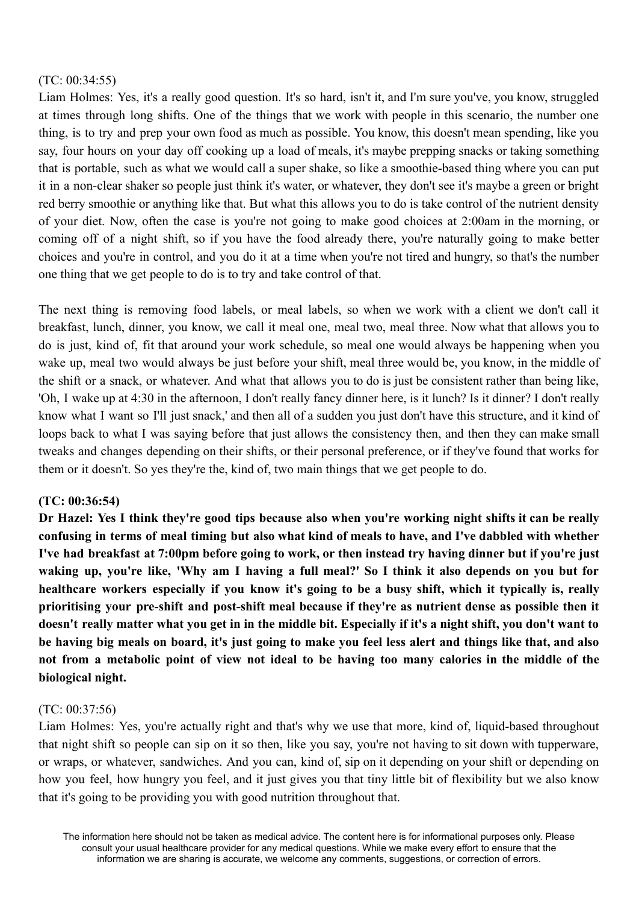(TC: 00:34:55)

Liam Holmes: Yes, it's a really good question. It's so hard, isn't it, and I'm sure you've, you know, struggled at times through long shifts. One of the things that we work with people in this scenario, the number one thing, is to try and prep your own food as much as possible. You know, this doesn't mean spending, like you say, four hours on your day off cooking up a load of meals, it's maybe prepping snacks or taking something that is portable, such as what we would call a super shake, so like a smoothie-based thing where you can put it in a non-clear shaker so people just think it's water, or whatever, they don't see it's maybe a green or bright red berry smoothie or anything like that. But what this allows you to do is take control of the nutrient density of your diet. Now, often the case is you're not going to make good choices at 2:00am in the morning, or coming off of a night shift, so if you have the food already there, you're naturally going to make better choices and you're in control, and you do it at a time when you're not tired and hungry, so that's the number one thing that we get people to do is to try and take control of that.

The next thing is removing food labels, or meal labels, so when we work with a client we don't call it breakfast, lunch, dinner, you know, we call it meal one, meal two, meal three. Now what that allows you to do is just, kind of, fit that around your work schedule, so meal one would always be happening when you wake up, meal two would always be just before your shift, meal three would be, you know, in the middle of the shift or a snack, or whatever. And what that allows you to do is just be consistent rather than being like, 'Oh, I wake up at 4:30 in the afternoon, I don't really fancy dinner here, is it lunch? Is it dinner? I don't really know what I want so I'll just snack,' and then all of a sudden you just don't have this structure, and it kind of loops back to what I was saying before that just allows the consistency then, and then they can make small tweaks and changes depending on their shifts, or their personal preference, or if they've found that works for them or it doesn't. So yes they're the, kind of, two main things that we get people to do.

**(TC: 00:36:54)**

**Dr Hazel: Yes I think they're good tips because also when you're working night shifts it can be really confusing in terms of meal timing but also what kind of meals to have, and I've dabbled with whether I've had breakfast at 7:00pm before going to work, or then instead try having dinner but if you're just waking up, you're like, 'Why am I having a full meal?' So I think it also depends on you but for healthcare workers especially if you know it's going to be a busy shift, which it typically is, really prioritising your pre-shift and post-shift meal because if they're as nutrient dense as possible then it doesn't really matter what you get in in the middle bit. Especially if it's a night shift, you don't want to be having big meals on board, it's just going to make you feel less alert and things like that, and also not from a metabolic point of view not ideal to be having too many calories in the middle of the biological night.**

(TC: 00:37:56)

Liam Holmes: Yes, you're actually right and that's why we use that more, kind of, liquid-based throughout that night shift so people can sip on it so then, like you say, you're not having to sit down with tupperware, or wraps, or whatever, sandwiches. And you can, kind of, sip on it depending on your shift or depending on how you feel, how hungry you feel, and it just gives you that tiny little bit of flexibility but we also know that it's going to be providing you with good nutrition throughout that.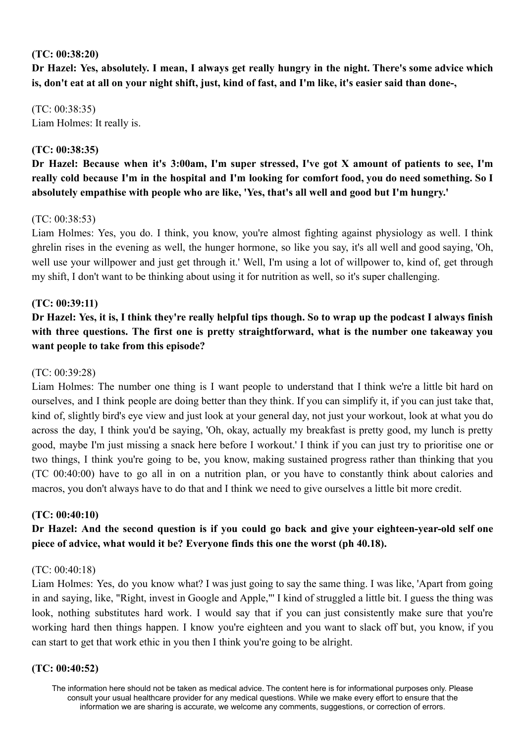**(TC: 00:38:20)**

**Dr Hazel: Yes, absolutely. I mean, I always get really hungry in the night. There's some advice which is, don't eat at all on your night shift, just, kind of fast, and I'm like, it's easier said than done-,**

(TC: 00:38:35)
Liam Holmes: It really is.

**(TC: 00:38:35)**

**Dr Hazel: Because when it's 3:00am, I'm super stressed, I've got X amount of patients to see, I'm really cold because I'm in the hospital and I'm looking for comfort food, you do need something. So I absolutely empathise with people who are like, 'Yes, that's all well and good but I'm hungry.'**

(TC: 00:38:53)
Liam Holmes: Yes, you do. I think, you know, you're almost fighting against physiology as well. I think ghrelin rises in the evening as well, the hunger hormone, so like you say, it's all well and good saying, 'Oh, well use your willpower and just get through it.' Well, I'm using a lot of willpower to, kind of, get through my shift, I don't want to be thinking about using it for nutrition as well, so it's super challenging.

**(TC: 00:39:11)**

**Dr Hazel: Yes, it is, I think they're really helpful tips though. So to wrap up the podcast I always finish with three questions. The first one is pretty straightforward, what is the number one takeaway you want people to take from this episode?**

(TC: 00:39:28)
Liam Holmes: The number one thing is I want people to understand that I think we're a little bit hard on ourselves, and I think people are doing better than they think. If you can simplify it, if you can just take that, kind of, slightly bird's eye view and just look at your general day, not just your workout, look at what you do across the day, I think you'd be saying, 'Oh, okay, actually my breakfast is pretty good, my lunch is pretty good, maybe I'm just missing a snack here before I workout.' I think if you can just try to prioritise one or two things, I think you're going to be, you know, making sustained progress rather than thinking that you (TC 00:40:00) have to go all in on a nutrition plan, or you have to constantly think about calories and macros, you don't always have to do that and I think we need to give ourselves a little bit more credit.

**(TC: 00:40:10)**

**Dr Hazel: And the second question is if you could go back and give your eighteen-year-old self one piece of advice, what would it be? Everyone finds this one the worst (ph 40.18).**

(TC: 00:40:18)
Liam Holmes: Yes, do you know what? I was just going to say the same thing. I was like, 'Apart from going in and saying, like, "Right, invest in Google and Apple,"' I kind of struggled a little bit. I guess the thing was look, nothing substitutes hard work. I would say that if you can just consistently make sure that you're working hard then things happen. I know you're eighteen and you want to slack off but, you know, if you can start to get that work ethic in you then I think you're going to be alright.

**(TC: 00:40:52)**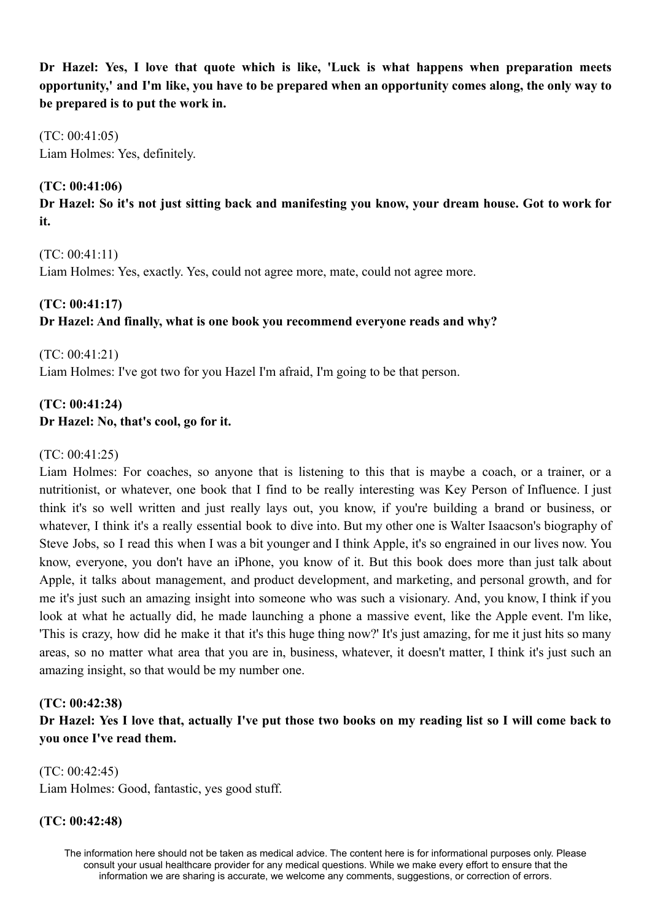**Dr Hazel: Yes, I love that quote which is like, 'Luck is what happens when preparation meets opportunity,' and I'm like, you have to be prepared when an opportunity comes along, the only way to be prepared is to put the work in.**

(TC: 00:41:05)
Liam Holmes: Yes, definitely.

**(TC: 00:41:06)**
**Dr Hazel: So it's not just sitting back and manifesting you know, your dream house. Got to work for it.**

(TC: 00:41:11)
Liam Holmes: Yes, exactly. Yes, could not agree more, mate, could not agree more.

**(TC: 00:41:17)**
**Dr Hazel: And finally, what is one book you recommend everyone reads and why?**

(TC: 00:41:21)
Liam Holmes: I've got two for you Hazel I'm afraid, I'm going to be that person.

**(TC: 00:41:24)**
**Dr Hazel: No, that's cool, go for it.**

(TC: 00:41:25)
Liam Holmes: For coaches, so anyone that is listening to this that is maybe a coach, or a trainer, or a nutritionist, or whatever, one book that I find to be really interesting was Key Person of Influence. I just think it's so well written and just really lays out, you know, if you're building a brand or business, or whatever, I think it's a really essential book to dive into. But my other one is Walter Isaacson's biography of Steve Jobs, so I read this when I was a bit younger and I think Apple, it's so engrained in our lives now. You know, everyone, you don't have an iPhone, you know of it. But this book does more than just talk about Apple, it talks about management, and product development, and marketing, and personal growth, and for me it's just such an amazing insight into someone who was such a visionary. And, you know, I think if you look at what he actually did, he made launching a phone a massive event, like the Apple event. I'm like, 'This is crazy, how did he make it that it's this huge thing now?' It's just amazing, for me it just hits so many areas, so no matter what area that you are in, business, whatever, it doesn't matter, I think it's just such an amazing insight, so that would be my number one.

**(TC: 00:42:38)**
**Dr Hazel: Yes I love that, actually I've put those two books on my reading list so I will come back to you once I've read them.**

(TC: 00:42:45)
Liam Holmes: Good, fantastic, yes good stuff.

**(TC: 00:42:48)**

The information here should not be taken as medical advice. The content here is for informational purposes only. Please consult your usual healthcare provider for any medical questions. While we make every effort to ensure that the information we are sharing is accurate, we welcome any comments, suggestions, or correction of errors.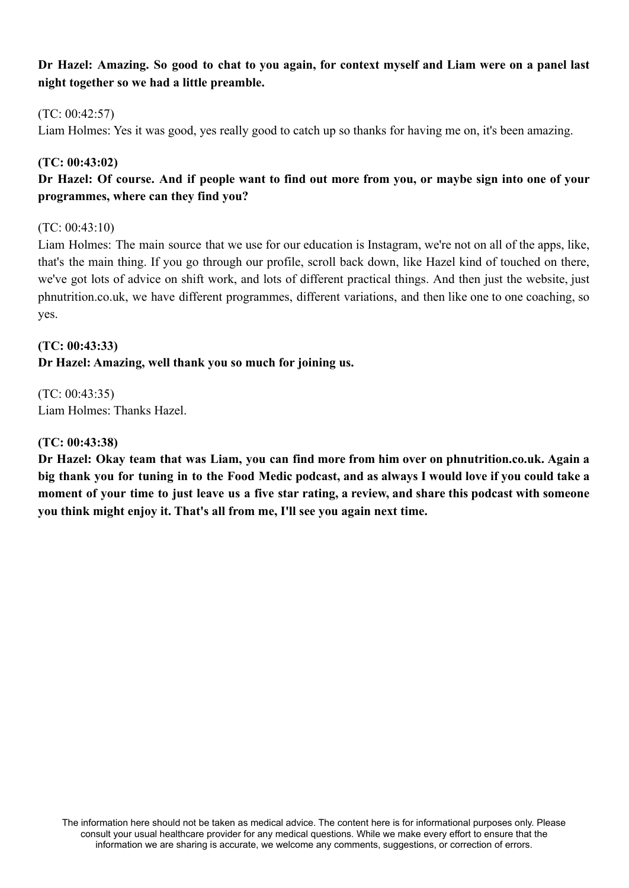**Dr Hazel: Amazing. So good to chat to you again, for context myself and Liam were on a panel last night together so we had a little preamble.**

(TC: 00:42:57)
Liam Holmes: Yes it was good, yes really good to catch up so thanks for having me on, it's been amazing.

**(TC: 00:43:02)**
**Dr Hazel: Of course. And if people want to find out more from you, or maybe sign into one of your programmes, where can they find you?**

(TC: 00:43:10)
Liam Holmes: The main source that we use for our education is Instagram, we're not on all of the apps, like, that's the main thing. If you go through our profile, scroll back down, like Hazel kind of touched on there, we've got lots of advice on shift work, and lots of different practical things. And then just the website, just phnutrition.co.uk, we have different programmes, different variations, and then like one to one coaching, so yes.

**(TC: 00:43:33)**
**Dr Hazel: Amazing, well thank you so much for joining us.**

(TC: 00:43:35)
Liam Holmes: Thanks Hazel.

**(TC: 00:43:38)**
**Dr Hazel: Okay team that was Liam, you can find more from him over on phnutrition.co.uk. Again a big thank you for tuning in to the Food Medic podcast, and as always I would love if you could take a moment of your time to just leave us a five star rating, a review, and share this podcast with someone you think might enjoy it. That's all from me, I'll see you again next time.**

The information here should not be taken as medical advice. The content here is for informational purposes only. Please consult your usual healthcare provider for any medical questions. While we make every effort to ensure that the information we are sharing is accurate, we welcome any comments, suggestions, or correction of errors.